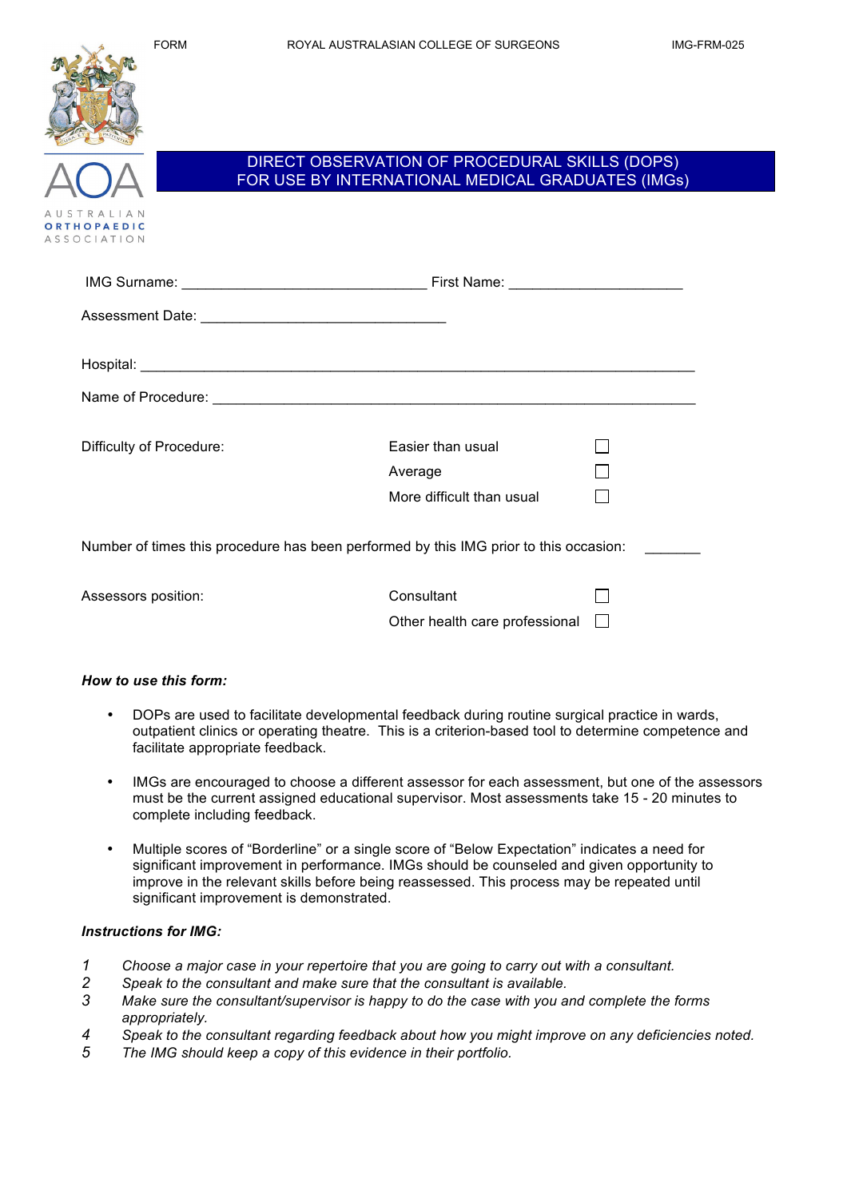FORM ROYAL AUSTRALASIAN COLLEGE OF SURGEONS IMG-FRM-025

AUSTRALIAN ORTHOPAEDIC ASSOCIATION

# DIRECT OBSERVATION OF PROCEDURAL SKILLS (DOPS) FOR USE BY INTERNATIONAL MEDICAL GRADUATES (IMGs)

IMG Surname: ______________________________ First Name: _____________________

Assessment Date: ______________________________

Hospital: ______________________________________________________________________

Name of Procedure: ______________________________________________________________

Difficulty of Procedure:

- Easier than usual ☐
- Average ☐
- More difficult than usual ☐

Number of times this procedure has been performed by this IMG prior to this occasion: _______

Assessors position:

- Consultant ☐
- Other health care professional ☐

***How to use this form:***

- DOPs are used to facilitate developmental feedback during routine surgical practice in wards, outpatient clinics or operating theatre. This is a criterion-based tool to determine competence and facilitate appropriate feedback.
- IMGs are encouraged to choose a different assessor for each assessment, but one of the assessors must be the current assigned educational supervisor. Most assessments take 15 - 20 minutes to complete including feedback.
- Multiple scores of "Borderline" or a single score of "Below Expectation" indicates a need for significant improvement in performance. IMGs should be counseled and given opportunity to improve in the relevant skills before being reassessed. This process may be repeated until significant improvement is demonstrated.

***Instructions for IMG:***

1. *Choose a major case in your repertoire that you are going to carry out with a consultant.*
2. *Speak to the consultant and make sure that the consultant is available.*
3. *Make sure the consultant/supervisor is happy to do the case with you and complete the forms appropriately.*
4. *Speak to the consultant regarding feedback about how you might improve on any deficiencies noted.*
5. *The IMG should keep a copy of this evidence in their portfolio.*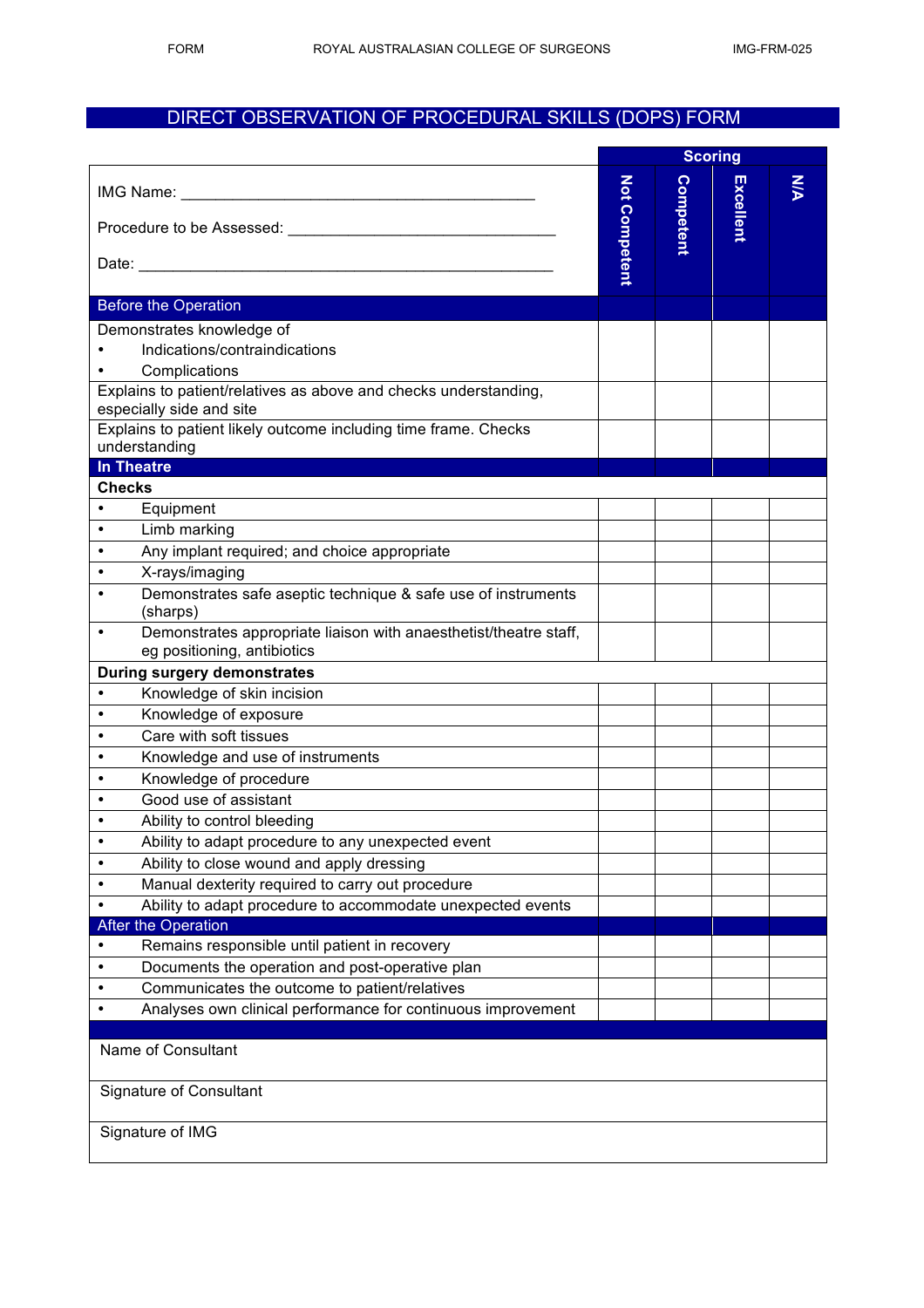# DIRECT OBSERVATION OF PROCEDURAL SKILLS (DOPS) FORM

IMG Name: ________________________________________

Procedure to be Assessed: ______________________________

Date: ______________________________________________

| | Not Competent | Competent | Excellent | N/A |
|---|---|---|---|---|
| **Before the Operation** | | | | |
| Demonstrates knowledge of<br>• Indications/contraindications<br>• Complications | | | | |
| Explains to patient/relatives as above and checks understanding, especially side and site | | | | |
| Explains to patient likely outcome including time frame. Checks understanding | | | | |
| **In Theatre** | | | | |
| **Checks** | | | | |
| • Equipment | | | | |
| • Limb marking | | | | |
| • Any implant required; and choice appropriate | | | | |
| • X-rays/imaging | | | | |
| • Demonstrates safe aseptic technique & safe use of instruments (sharps) | | | | |
| • Demonstrates appropriate liaison with anaesthetist/theatre staff, eg positioning, antibiotics | | | | |
| **During surgery demonstrates** | | | | |
| • Knowledge of skin incision | | | | |
| • Knowledge of exposure | | | | |
| • Care with soft tissues | | | | |
| • Knowledge and use of instruments | | | | |
| • Knowledge of procedure | | | | |
| • Good use of assistant | | | | |
| • Ability to control bleeding | | | | |
| • Ability to adapt procedure to any unexpected event | | | | |
| • Ability to close wound and apply dressing | | | | |
| • Manual dexterity required to carry out procedure | | | | |
| • Ability to adapt procedure to accommodate unexpected events | | | | |
| **After the Operation** | | | | |
| • Remains responsible until patient in recovery | | | | |
| • Documents the operation and post-operative plan | | | | |
| • Communicates the outcome to patient/relatives | | | | |
| • Analyses own clinical performance for continuous improvement | | | | |

Name of Consultant

Signature of Consultant

Signature of IMG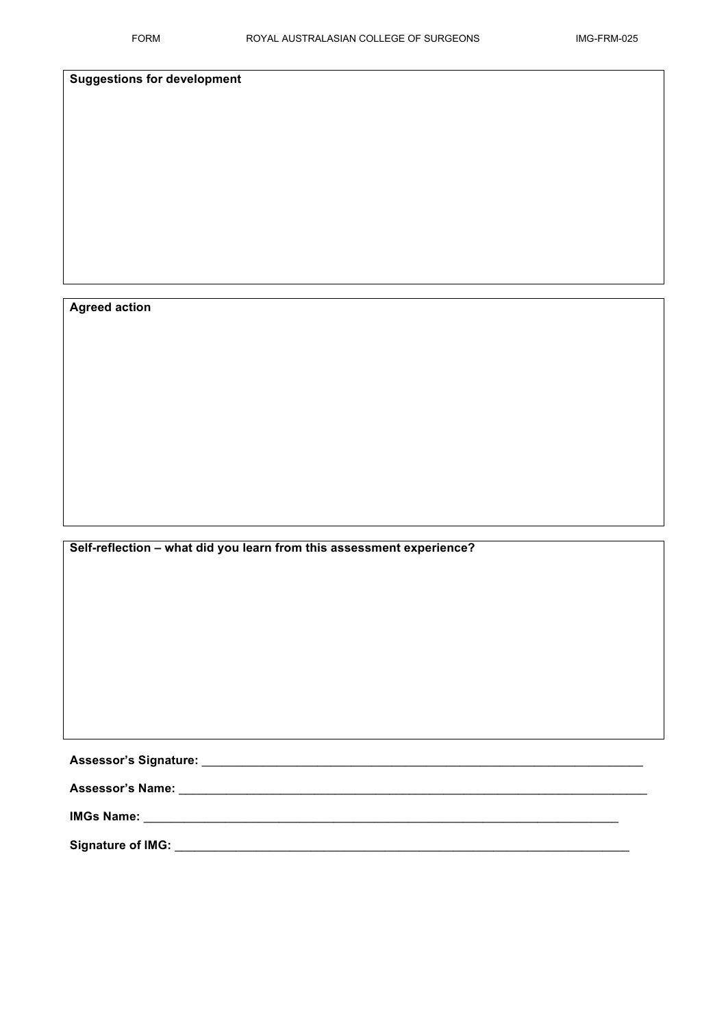**Suggestions for development**

**Agreed action**

**Self-reflection – what did you learn from this assessment experience?**

**Assessor's Signature:** ___________________________________________________________________

**Assessor's Name:** _______________________________________________________________________

**IMGs Name:** __________________________________________________________________________

**Signature of IMG:** _______________________________________________________________________